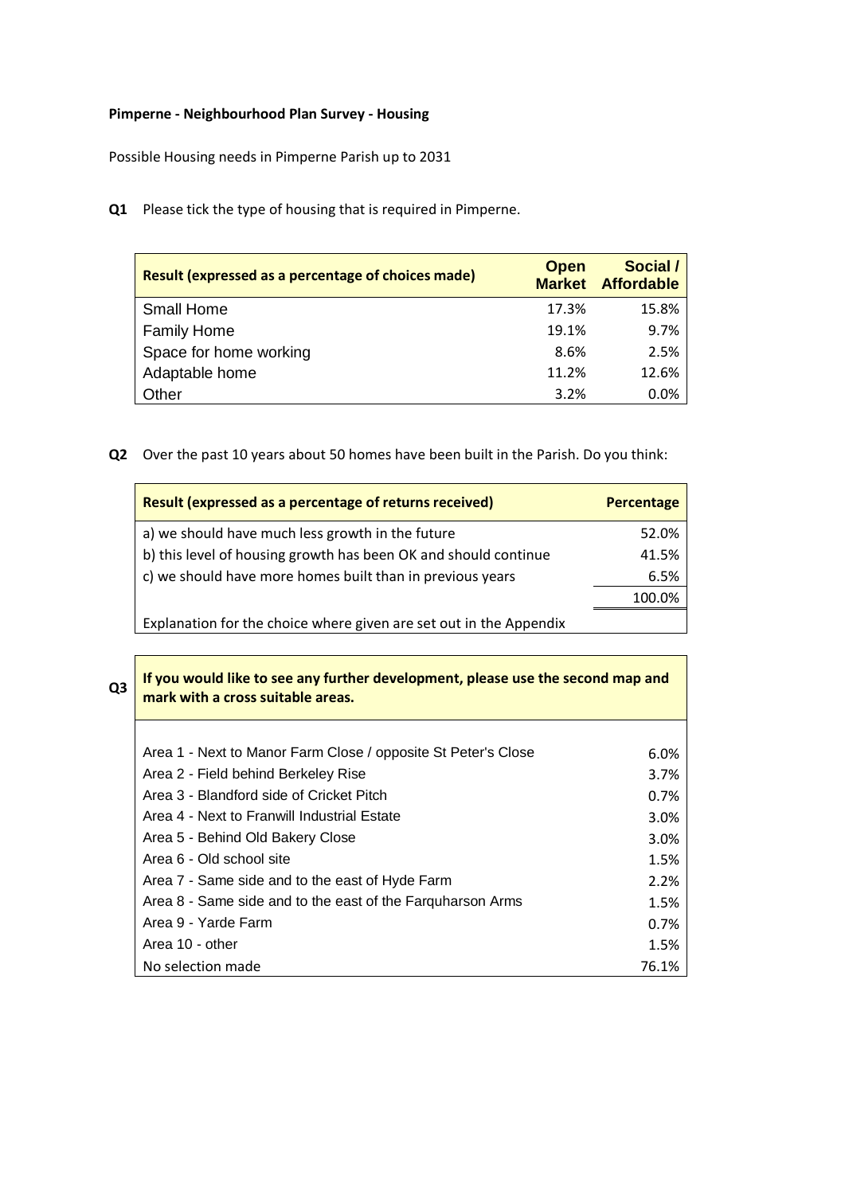**Pimperne - Neighbourhood Plan Survey - Housing**

Possible Housing needs in Pimperne Parish up to 2031

**Q1** Please tick the type of housing that is required in Pimperne.

| Result (expressed as a percentage of choices made) | Open Market | Social / Affordable |
|---|---|---|
| Small Home | 17.3% | 15.8% |
| Family Home | 19.1% | 9.7% |
| Space for home working | 8.6% | 2.5% |
| Adaptable home | 11.2% | 12.6% |
| Other | 3.2% | 0.0% |

**Q2** Over the past 10 years about 50 homes have been built in the Parish. Do you think:

| Result (expressed as a percentage of returns received) | Percentage |
|---|---|
| a) we should have much less growth in the future | 52.0% |
| b) this level of housing growth has been OK and should continue | 41.5% |
| c) we should have more homes built than in previous years | 6.5% |
| | 100.0% |
| Explanation for the choice where given are set out in the Appendix | |

**Q3** **If you would like to see any further development, please use the second map and mark with a cross suitable areas.**

| Area | Percentage |
|---|---|
| Area 1 - Next to Manor Farm Close / opposite St Peter's Close | 6.0% |
| Area 2 - Field behind Berkeley Rise | 3.7% |
| Area 3 - Blandford side of Cricket Pitch | 0.7% |
| Area 4 - Next to Franwill Industrial Estate | 3.0% |
| Area 5 - Behind Old Bakery Close | 3.0% |
| Area 6 - Old school site | 1.5% |
| Area 7 - Same side and to the east of Hyde Farm | 2.2% |
| Area 8 - Same side and to the east of the Farquharson Arms | 1.5% |
| Area 9 - Yarde Farm | 0.7% |
| Area 10 - other | 1.5% |
| No selection made | 76.1% |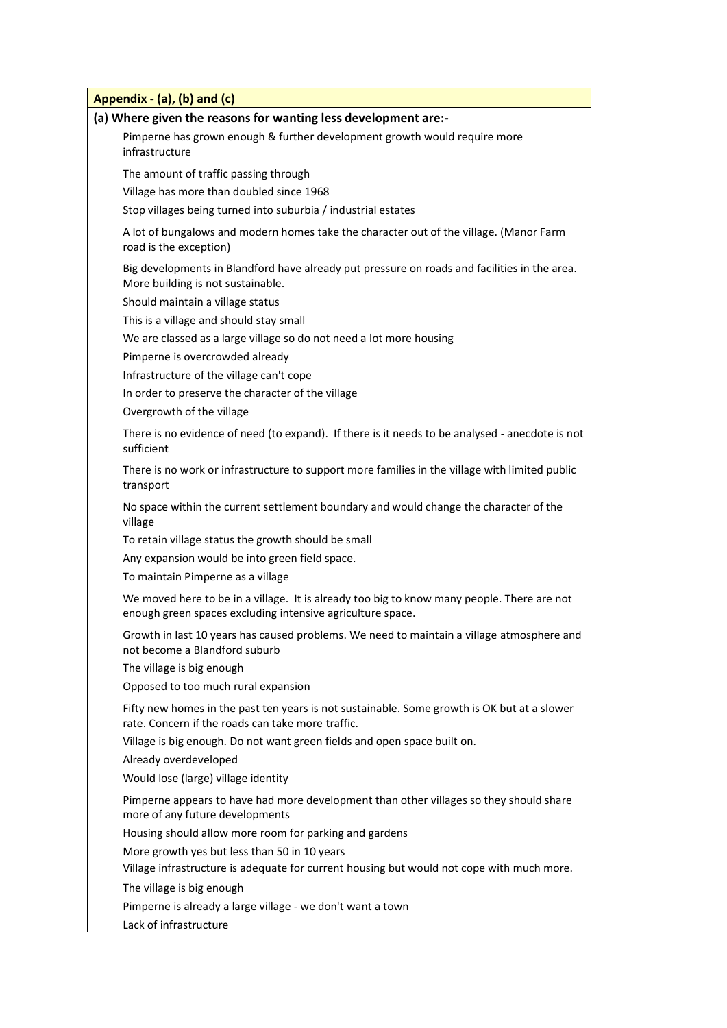## Appendix - (a), (b) and (c)

### (a) Where given the reasons for wanting less development are:-

- Pimperne has grown enough & further development growth would require more infrastructure
- The amount of traffic passing through
- Village has more than doubled since 1968
- Stop villages being turned into suburbia / industrial estates
- A lot of bungalows and modern homes take the character out of the village. (Manor Farm road is the exception)
- Big developments in Blandford have already put pressure on roads and facilities in the area. More building is not sustainable.
- Should maintain a village status
- This is a village and should stay small
- We are classed as a large village so do not need a lot more housing
- Pimperne is overcrowded already
- Infrastructure of the village can't cope
- In order to preserve the character of the village
- Overgrowth of the village
- There is no evidence of need (to expand). If there is it needs to be analysed - anecdote is not sufficient
- There is no work or infrastructure to support more families in the village with limited public transport
- No space within the current settlement boundary and would change the character of the village
- To retain village status the growth should be small
- Any expansion would be into green field space.
- To maintain Pimperne as a village
- We moved here to be in a village. It is already too big to know many people. There are not enough green spaces excluding intensive agriculture space.
- Growth in last 10 years has caused problems. We need to maintain a village atmosphere and not become a Blandford suburb
- The village is big enough
- Opposed to too much rural expansion
- Fifty new homes in the past ten years is not sustainable. Some growth is OK but at a slower rate. Concern if the roads can take more traffic.
- Village is big enough. Do not want green fields and open space built on.
- Already overdeveloped
- Would lose (large) village identity
- Pimperne appears to have had more development than other villages so they should share more of any future developments
- Housing should allow more room for parking and gardens
- More growth yes but less than 50 in 10 years
- Village infrastructure is adequate for current housing but would not cope with much more.
- The village is big enough
- Pimperne is already a large village - we don't want a town
- Lack of infrastructure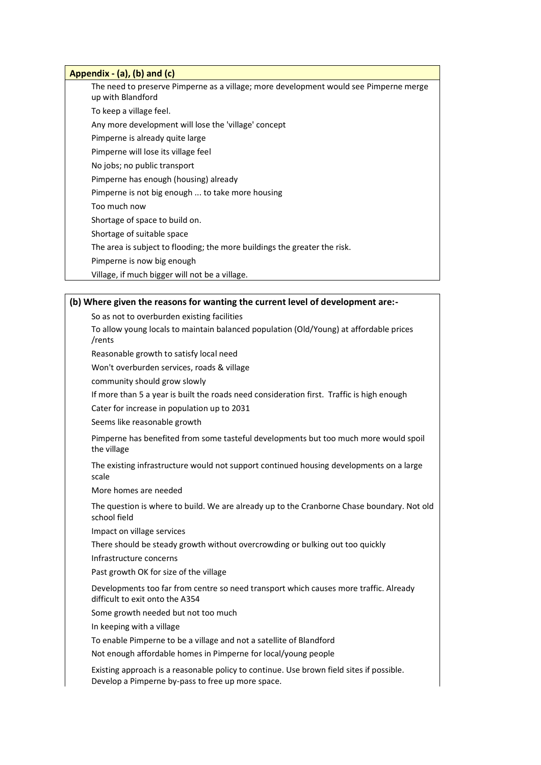## Appendix - (a), (b) and (c)

The need to preserve Pimperne as a village; more development would see Pimperne merge up with Blandford

To keep a village feel.

Any more development will lose the 'village' concept

Pimperne is already quite large

Pimperne will lose its village feel

No jobs; no public transport

Pimperne has enough (housing) already

Pimperne is not big enough ... to take more housing

Too much now

Shortage of space to build on.

Shortage of suitable space

The area is subject to flooding; the more buildings the greater the risk.

Pimperne is now big enough

Village, if much bigger will not be a village.

## (b) Where given the reasons for wanting the current level of development are:-

So as not to overburden existing facilities

To allow young locals to maintain balanced population (Old/Young) at affordable prices /rents

Reasonable growth to satisfy local need

Won't overburden services, roads & village

community should grow slowly

If more than 5 a year is built the roads need consideration first. Traffic is high enough

Cater for increase in population up to 2031

Seems like reasonable growth

Pimperne has benefited from some tasteful developments but too much more would spoil the village

The existing infrastructure would not support continued housing developments on a large scale

More homes are needed

The question is where to build. We are already up to the Cranborne Chase boundary. Not old school field

Impact on village services

There should be steady growth without overcrowding or bulking out too quickly

Infrastructure concerns

Past growth OK for size of the village

Developments too far from centre so need transport which causes more traffic. Already difficult to exit onto the A354

Some growth needed but not too much

In keeping with a village

To enable Pimperne to be a village and not a satellite of Blandford

Not enough affordable homes in Pimperne for local/young people

Existing approach is a reasonable policy to continue. Use brown field sites if possible. Develop a Pimperne by-pass to free up more space.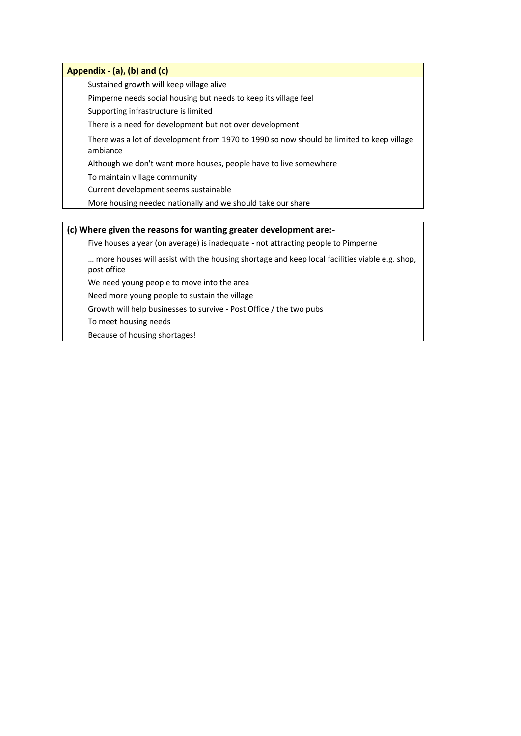**Appendix - (a), (b) and (c)**

- Sustained growth will keep village alive
- Pimperne needs social housing but needs to keep its village feel
- Supporting infrastructure is limited
- There is a need for development but not over development
- There was a lot of development from 1970 to 1990 so now should be limited to keep village ambiance
- Although we don't want more houses, people have to live somewhere
- To maintain village community
- Current development seems sustainable
- More housing needed nationally and we should take our share

**(c) Where given the reasons for wanting greater development are:-**

- Five houses a year (on average) is inadequate - not attracting people to Pimperne
- … more houses will assist with the housing shortage and keep local facilities viable e.g. shop, post office
- We need young people to move into the area
- Need more young people to sustain the village
- Growth will help businesses to survive - Post Office / the two pubs
- To meet housing needs
- Because of housing shortages!